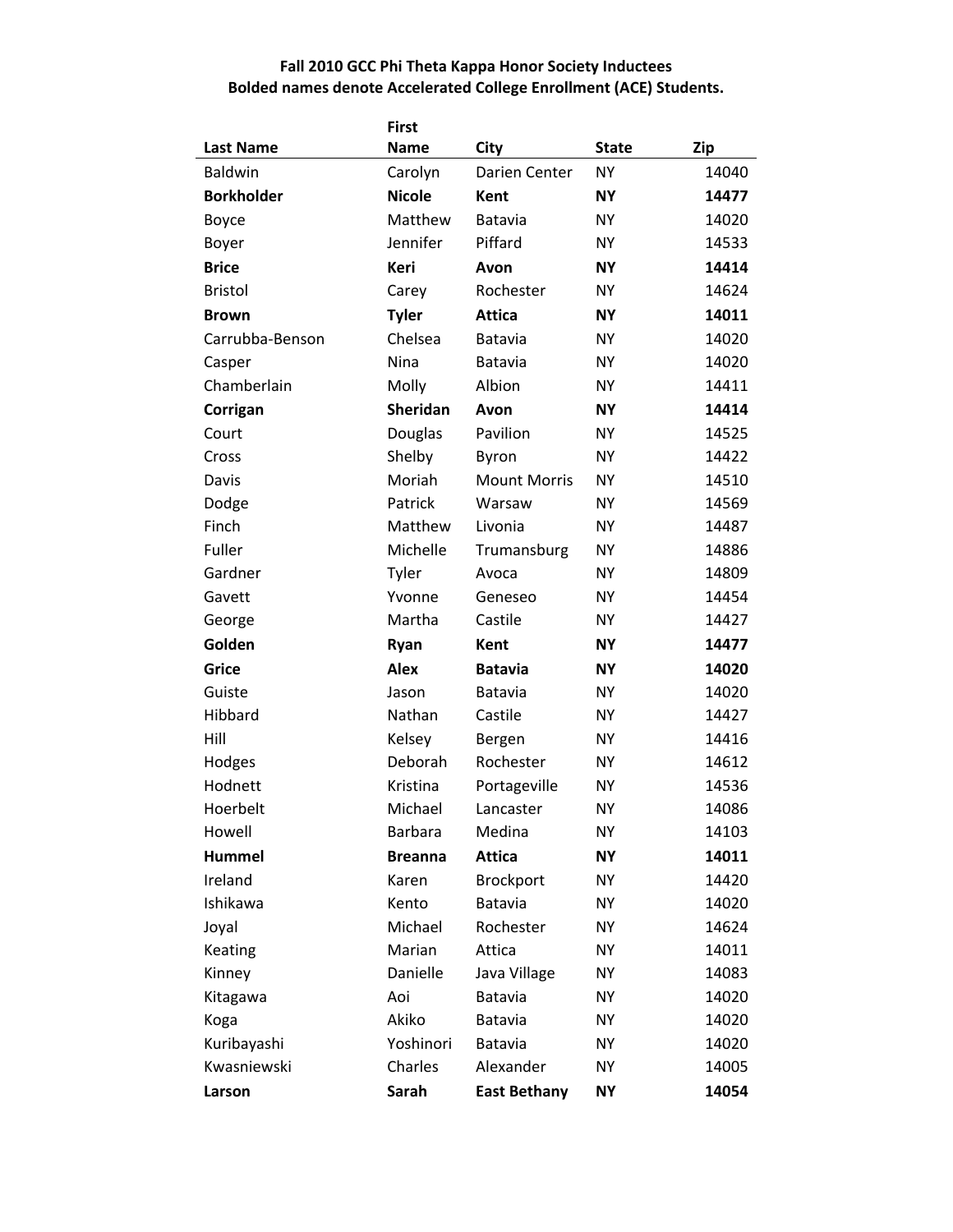**Fall 2010 GCC Phi Theta Kappa Honor Society Inductees**
**Bolded names denote Accelerated College Enrollment (ACE) Students.**

| Last Name | First Name | City | State | Zip |
|---|---|---|---|---|
| Baldwin | Carolyn | Darien Center | NY | 14040 |
| **Borkholder** | **Nicole** | **Kent** | **NY** | **14477** |
| Boyce | Matthew | Batavia | NY | 14020 |
| Boyer | Jennifer | Piffard | NY | 14533 |
| **Brice** | **Keri** | **Avon** | **NY** | **14414** |
| Bristol | Carey | Rochester | NY | 14624 |
| **Brown** | **Tyler** | **Attica** | **NY** | **14011** |
| Carrubba-Benson | Chelsea | Batavia | NY | 14020 |
| Casper | Nina | Batavia | NY | 14020 |
| Chamberlain | Molly | Albion | NY | 14411 |
| **Corrigan** | **Sheridan** | **Avon** | **NY** | **14414** |
| Court | Douglas | Pavilion | NY | 14525 |
| Cross | Shelby | Byron | NY | 14422 |
| Davis | Moriah | Mount Morris | NY | 14510 |
| Dodge | Patrick | Warsaw | NY | 14569 |
| Finch | Matthew | Livonia | NY | 14487 |
| Fuller | Michelle | Trumansburg | NY | 14886 |
| Gardner | Tyler | Avoca | NY | 14809 |
| Gavett | Yvonne | Geneseo | NY | 14454 |
| George | Martha | Castile | NY | 14427 |
| **Golden** | **Ryan** | **Kent** | **NY** | **14477** |
| **Grice** | **Alex** | **Batavia** | **NY** | **14020** |
| Guiste | Jason | Batavia | NY | 14020 |
| Hibbard | Nathan | Castile | NY | 14427 |
| Hill | Kelsey | Bergen | NY | 14416 |
| Hodges | Deborah | Rochester | NY | 14612 |
| Hodnett | Kristina | Portageville | NY | 14536 |
| Hoerbelt | Michael | Lancaster | NY | 14086 |
| Howell | Barbara | Medina | NY | 14103 |
| **Hummel** | **Breanna** | **Attica** | **NY** | **14011** |
| Ireland | Karen | Brockport | NY | 14420 |
| Ishikawa | Kento | Batavia | NY | 14020 |
| Joyal | Michael | Rochester | NY | 14624 |
| Keating | Marian | Attica | NY | 14011 |
| Kinney | Danielle | Java Village | NY | 14083 |
| Kitagawa | Aoi | Batavia | NY | 14020 |
| Koga | Akiko | Batavia | NY | 14020 |
| Kuribayashi | Yoshinori | Batavia | NY | 14020 |
| Kwasniewski | Charles | Alexander | NY | 14005 |
| **Larson** | **Sarah** | **East Bethany** | **NY** | **14054** |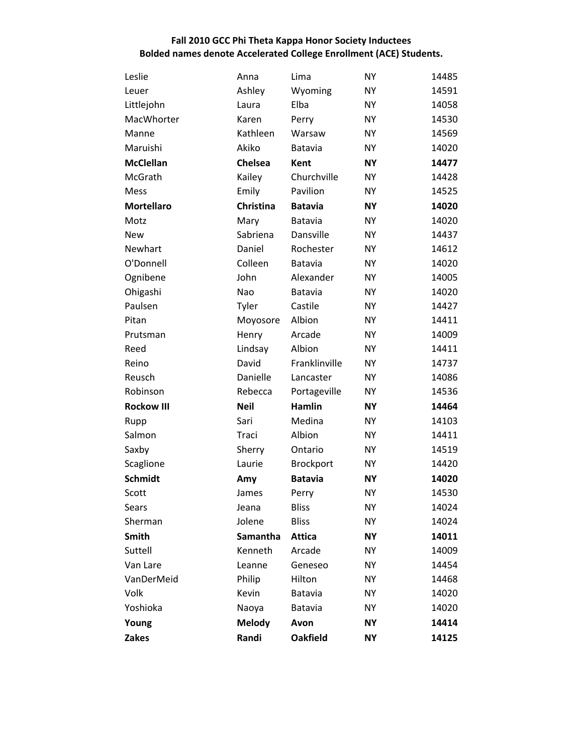**Fall 2010 GCC Phi Theta Kappa Honor Society Inductees**
**Bolded names denote Accelerated College Enrollment (ACE) Students.**

| | | | | |
|---|---|---|---|---|
| Leslie | Anna | Lima | NY | 14485 |
| Leuer | Ashley | Wyoming | NY | 14591 |
| Littlejohn | Laura | Elba | NY | 14058 |
| MacWhorter | Karen | Perry | NY | 14530 |
| Manne | Kathleen | Warsaw | NY | 14569 |
| Maruishi | Akiko | Batavia | NY | 14020 |
| **McClellan** | **Chelsea** | **Kent** | **NY** | **14477** |
| McGrath | Kailey | Churchville | NY | 14428 |
| Mess | Emily | Pavilion | NY | 14525 |
| **Mortellaro** | **Christina** | **Batavia** | **NY** | **14020** |
| Motz | Mary | Batavia | NY | 14020 |
| New | Sabriena | Dansville | NY | 14437 |
| Newhart | Daniel | Rochester | NY | 14612 |
| O'Donnell | Colleen | Batavia | NY | 14020 |
| Ognibene | John | Alexander | NY | 14005 |
| Ohigashi | Nao | Batavia | NY | 14020 |
| Paulsen | Tyler | Castile | NY | 14427 |
| Pitan | Moyosore | Albion | NY | 14411 |
| Prutsman | Henry | Arcade | NY | 14009 |
| Reed | Lindsay | Albion | NY | 14411 |
| Reino | David | Franklinville | NY | 14737 |
| Reusch | Danielle | Lancaster | NY | 14086 |
| Robinson | Rebecca | Portageville | NY | 14536 |
| **Rockow III** | **Neil** | **Hamlin** | **NY** | **14464** |
| Rupp | Sari | Medina | NY | 14103 |
| Salmon | Traci | Albion | NY | 14411 |
| Saxby | Sherry | Ontario | NY | 14519 |
| Scaglione | Laurie | Brockport | NY | 14420 |
| **Schmidt** | **Amy** | **Batavia** | **NY** | **14020** |
| Scott | James | Perry | NY | 14530 |
| Sears | Jeana | Bliss | NY | 14024 |
| Sherman | Jolene | Bliss | NY | 14024 |
| **Smith** | **Samantha** | **Attica** | **NY** | **14011** |
| Suttell | Kenneth | Arcade | NY | 14009 |
| Van Lare | Leanne | Geneseo | NY | 14454 |
| VanDerMeid | Philip | Hilton | NY | 14468 |
| Volk | Kevin | Batavia | NY | 14020 |
| Yoshioka | Naoya | Batavia | NY | 14020 |
| **Young** | **Melody** | **Avon** | **NY** | **14414** |
| **Zakes** | **Randi** | **Oakfield** | **NY** | **14125** |